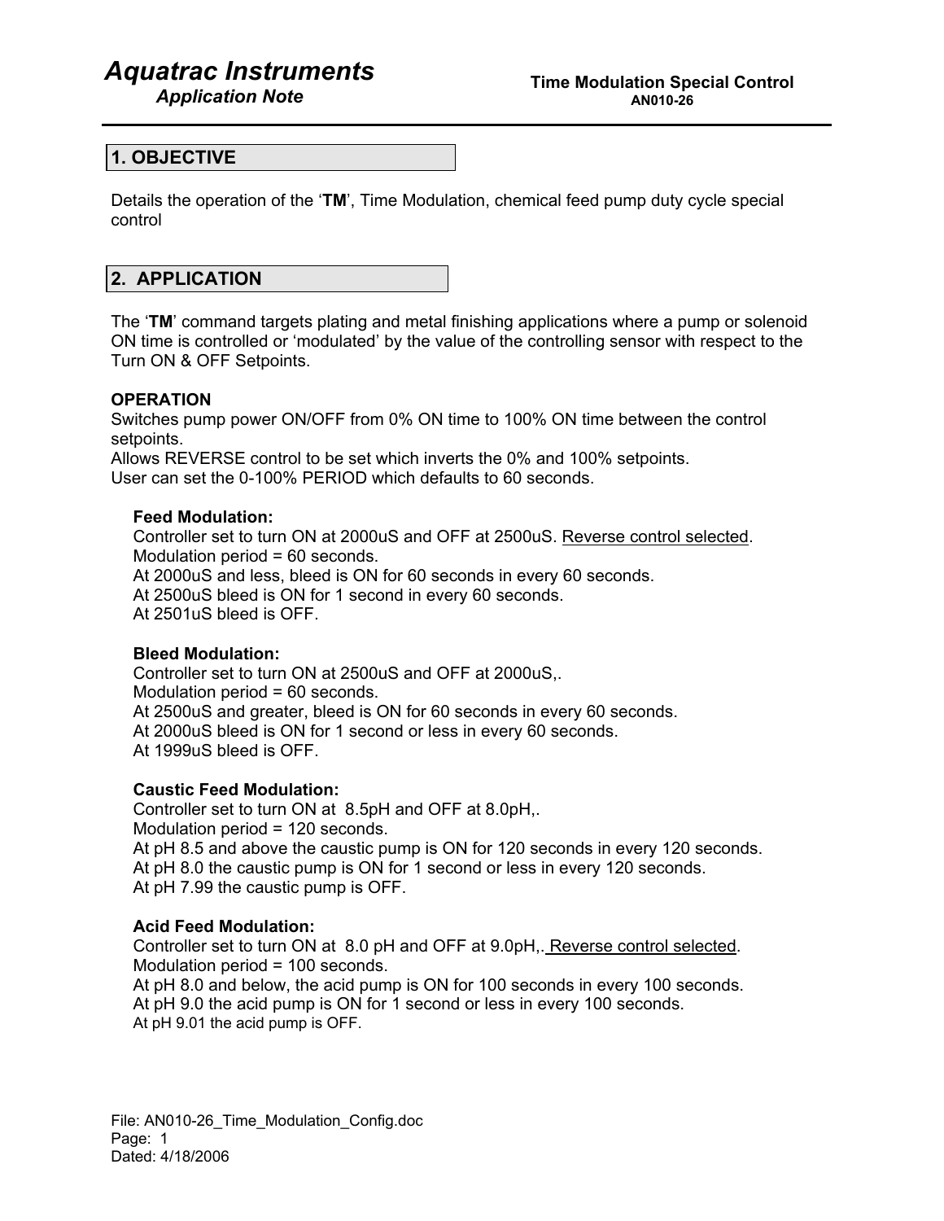# Aquatrac Instruments

*Application Note*

**Time Modulation Special Control**
**AN010-26**

## 1. OBJECTIVE

Details the operation of the '**TM**', Time Modulation, chemical feed pump duty cycle special control

## 2. APPLICATION

The '**TM**' command targets plating and metal finishing applications where a pump or solenoid ON time is controlled or 'modulated' by the value of the controlling sensor with respect to the Turn ON & OFF Setpoints.

**OPERATION**
Switches pump power ON/OFF from 0% ON time to 100% ON time between the control setpoints.
Allows REVERSE control to be set which inverts the 0% and 100% setpoints.
User can set the 0-100% PERIOD which defaults to 60 seconds.

**Feed Modulation:**
Controller set to turn ON at 2000uS and OFF at 2500uS. <u>Reverse control selected</u>.
Modulation period = 60 seconds.
At 2000uS and less, bleed is ON for 60 seconds in every 60 seconds.
At 2500uS bleed is ON for 1 second in every 60 seconds.
At 2501uS bleed is OFF.

**Bleed Modulation:**
Controller set to turn ON at 2500uS and OFF at 2000uS,.
Modulation period = 60 seconds.
At 2500uS and greater, bleed is ON for 60 seconds in every 60 seconds.
At 2000uS bleed is ON for 1 second or less in every 60 seconds.
At 1999uS bleed is OFF.

**Caustic Feed Modulation:**
Controller set to turn ON at 8.5pH and OFF at 8.0pH,.
Modulation period = 120 seconds.
At pH 8.5 and above the caustic pump is ON for 120 seconds in every 120 seconds.
At pH 8.0 the caustic pump is ON for 1 second or less in every 120 seconds.
At pH 7.99 the caustic pump is OFF.

**Acid Feed Modulation:**
Controller set to turn ON at 8.0 pH and OFF at 9.0pH,. <u>Reverse control selected</u>.
Modulation period = 100 seconds.
At pH 8.0 and below, the acid pump is ON for 100 seconds in every 100 seconds.
At pH 9.0 the acid pump is ON for 1 second or less in every 100 seconds.
At pH 9.01 the acid pump is OFF.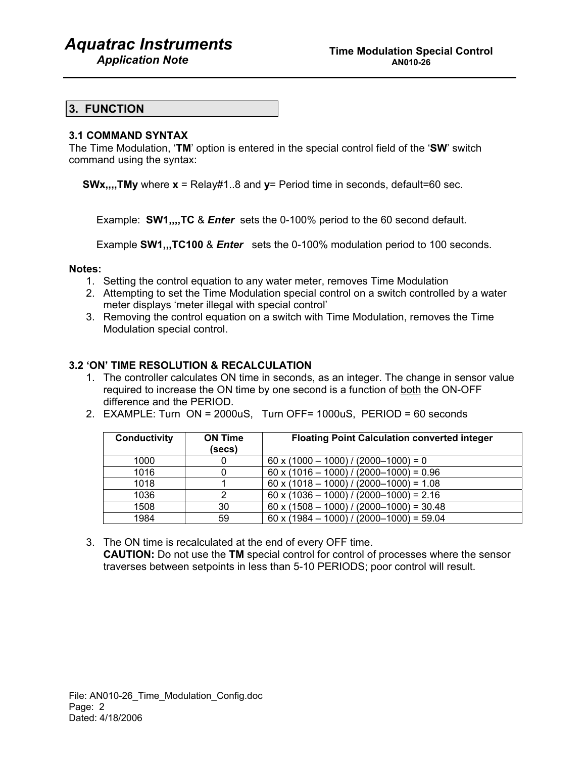## 3. FUNCTION

### 3.1 COMMAND SYNTAX

The Time Modulation, '**TM**' option is entered in the special control field of the '**SW**' switch command using the syntax:

**SWx,,,,TMy** where **x** = Relay#1..8 and **y**= Period time in seconds, default=60 sec.

Example: **SW1,,,,TC** & ***Enter*** sets the 0-100% period to the 60 second default.

Example **SW1,,,TC100** & ***Enter*** sets the 0-100% modulation period to 100 seconds.

**Notes:**

1. Setting the control equation to any water meter, removes Time Modulation
2. Attempting to set the Time Modulation special control on a switch controlled by a water meter displays 'meter illegal with special control'
3. Removing the control equation on a switch with Time Modulation, removes the Time Modulation special control.

### 3.2 'ON' TIME RESOLUTION & RECALCULATION

1. The controller calculates ON time in seconds, as an integer. The change in sensor value required to increase the ON time by one second is a function of both the ON-OFF difference and the PERIOD.
2. EXAMPLE: Turn ON = 2000uS, Turn OFF= 1000uS, PERIOD = 60 seconds

| Conductivity | ON Time (secs) | Floating Point Calculation converted integer |
|---|---|---|
| 1000 | 0 | 60 x (1000 – 1000) / (2000–1000) = 0 |
| 1016 | 0 | 60 x (1016 – 1000) / (2000–1000) = 0.96 |
| 1018 | 1 | 60 x (1018 – 1000) / (2000–1000) = 1.08 |
| 1036 | 2 | 60 x (1036 – 1000) / (2000–1000) = 2.16 |
| 1508 | 30 | 60 x (1508 – 1000) / (2000–1000) = 30.48 |
| 1984 | 59 | 60 x (1984 – 1000) / (2000–1000) = 59.04 |

3. The ON time is recalculated at the end of every OFF time.
   **CAUTION:** Do not use the **TM** special control for control of processes where the sensor traverses between setpoints in less than 5-10 PERIODS; poor control will result.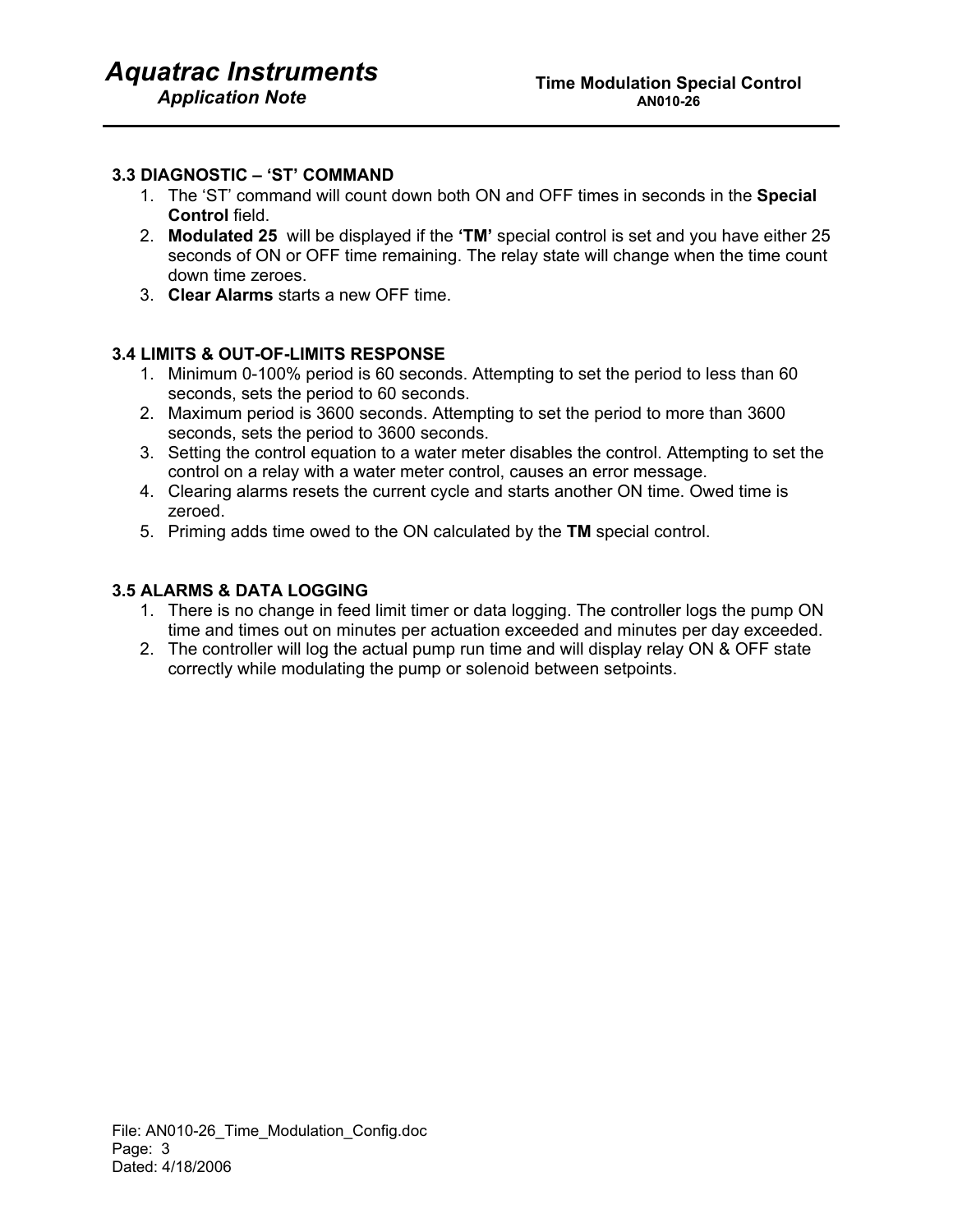### 3.3 DIAGNOSTIC – 'ST' COMMAND

1. The 'ST' command will count down both ON and OFF times in seconds in the **Special Control** field.
2. **Modulated 25** will be displayed if the **'TM'** special control is set and you have either 25 seconds of ON or OFF time remaining. The relay state will change when the time count down time zeroes.
3. **Clear Alarms** starts a new OFF time.

### 3.4 LIMITS & OUT-OF-LIMITS RESPONSE

1. Minimum 0-100% period is 60 seconds. Attempting to set the period to less than 60 seconds, sets the period to 60 seconds.
2. Maximum period is 3600 seconds. Attempting to set the period to more than 3600 seconds, sets the period to 3600 seconds.
3. Setting the control equation to a water meter disables the control. Attempting to set the control on a relay with a water meter control, causes an error message.
4. Clearing alarms resets the current cycle and starts another ON time. Owed time is zeroed.
5. Priming adds time owed to the ON calculated by the **TM** special control.

### 3.5 ALARMS & DATA LOGGING

1. There is no change in feed limit timer or data logging. The controller logs the pump ON time and times out on minutes per actuation exceeded and minutes per day exceeded.
2. The controller will log the actual pump run time and will display relay ON & OFF state correctly while modulating the pump or solenoid between setpoints.